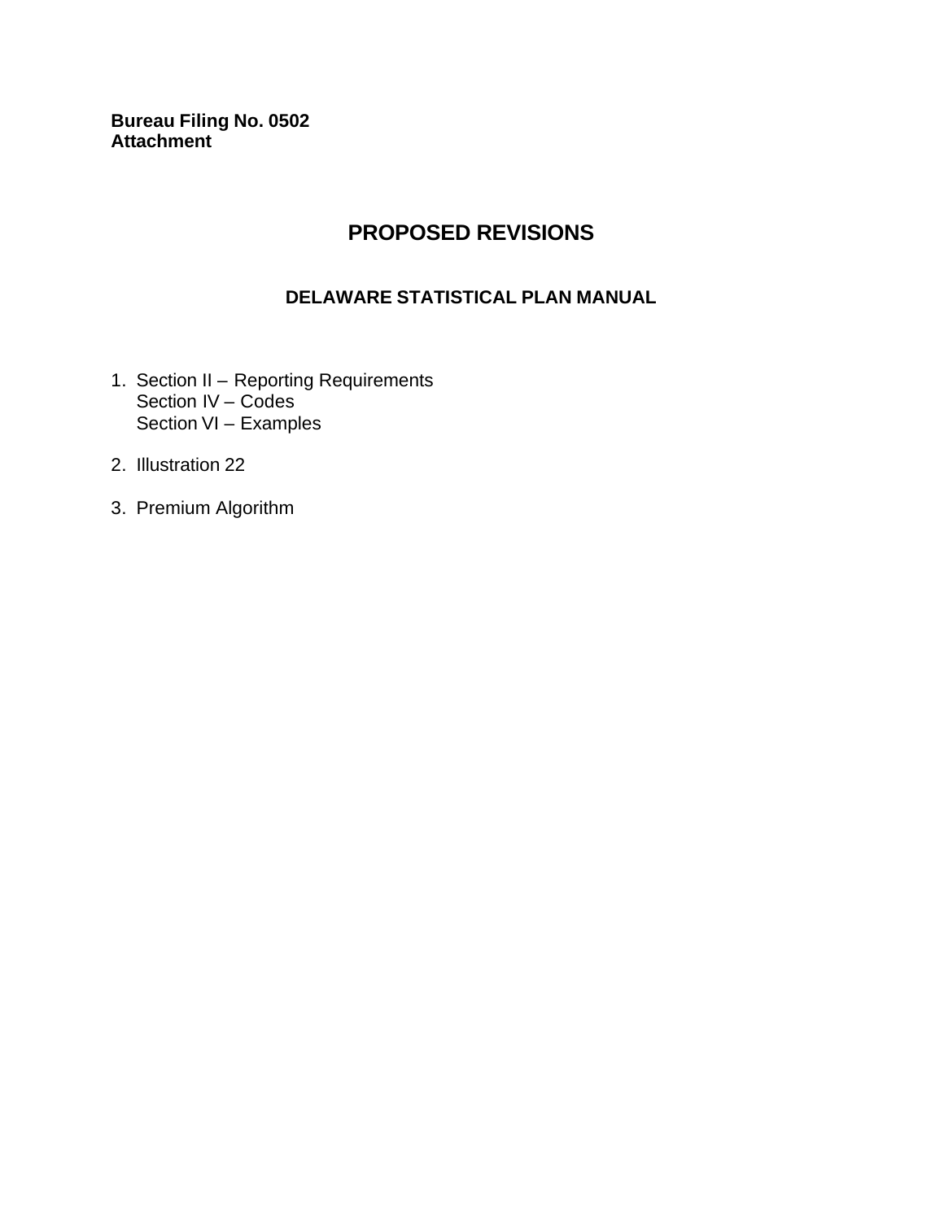**Bureau Filing No. 0502**
**Attachment**

# PROPOSED REVISIONS

## DELAWARE STATISTICAL PLAN MANUAL

1. Section II – Reporting Requirements
   Section IV – Codes
   Section VI – Examples
2. Illustration 22
3. Premium Algorithm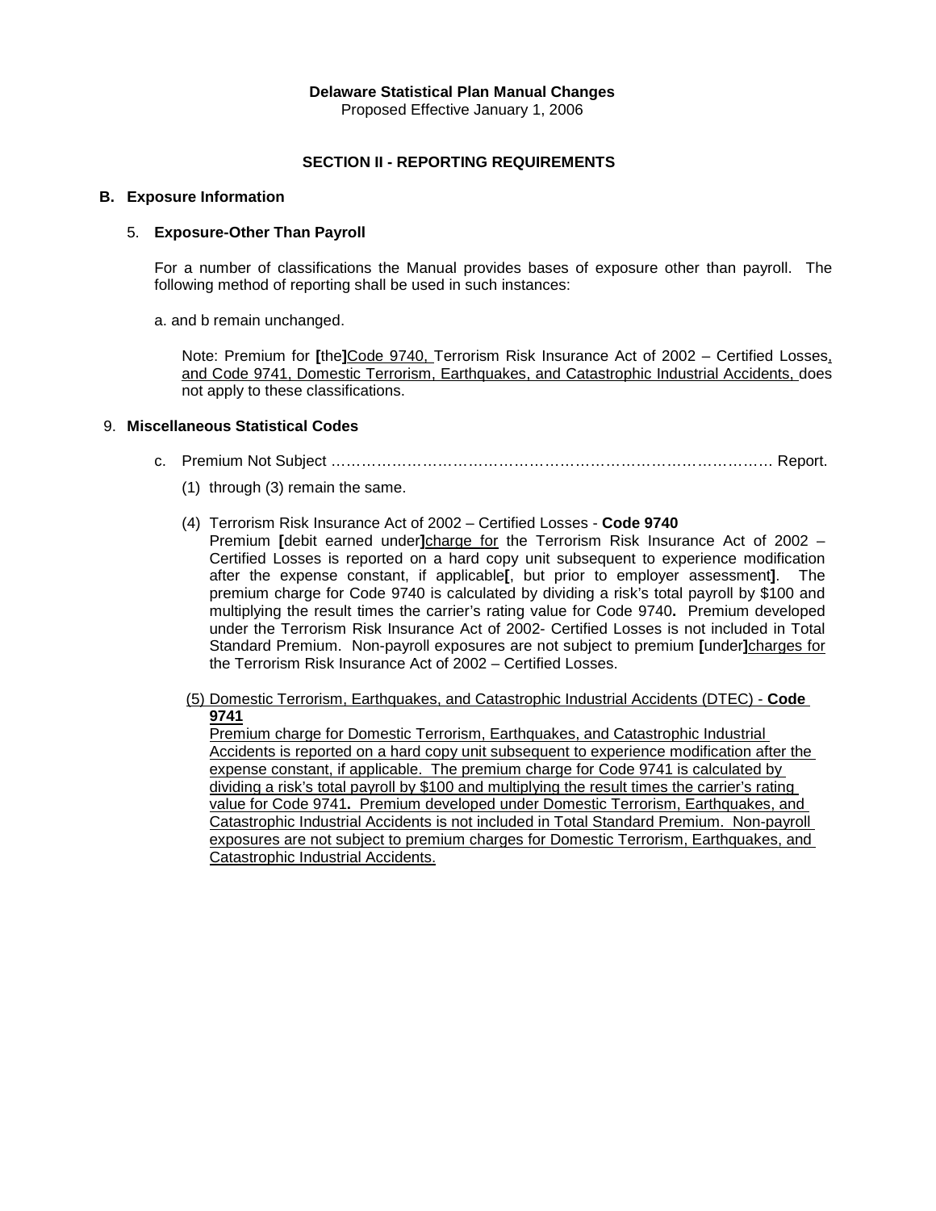**Delaware Statistical Plan Manual Changes**
Proposed Effective January 1, 2006

## SECTION II - REPORTING REQUIREMENTS

### B. Exposure Information

5. **Exposure-Other Than Payroll**

For a number of classifications the Manual provides bases of exposure other than payroll. The following method of reporting shall be used in such instances:

a. and b remain unchanged.

Note: Premium for **[**the**]**<u>Code 9740,</u> Terrorism Risk Insurance Act of 2002 – Certified Losses<u>, and Code 9741, Domestic Terrorism, Earthquakes, and Catastrophic Industrial Accidents,</u> does not apply to these classifications.

9. **Miscellaneous Statistical Codes**

c. Premium Not Subject …………………………………………………………………………… Report.

(1) through (3) remain the same.

(4) Terrorism Risk Insurance Act of 2002 – Certified Losses - **Code 9740**
Premium **[**debit earned under**]**<u>charge for</u> the Terrorism Risk Insurance Act of 2002 – Certified Losses is reported on a hard copy unit subsequent to experience modification after the expense constant, if applicable**[**, but prior to employer assessment**]**. The premium charge for Code 9740 is calculated by dividing a risk's total payroll by $100 and multiplying the result times the carrier's rating value for Code 9740**.** Premium developed under the Terrorism Risk Insurance Act of 2002- Certified Losses is not included in Total Standard Premium. Non-payroll exposures are not subject to premium **[**under**]**<u>charges for</u> the Terrorism Risk Insurance Act of 2002 – Certified Losses.

<u>(5) Domestic Terrorism, Earthquakes, and Catastrophic Industrial Accidents (DTEC) - **Code 9741**</u>
<u>Premium charge for Domestic Terrorism, Earthquakes, and Catastrophic Industrial Accidents is reported on a hard copy unit subsequent to experience modification after the expense constant, if applicable. The premium charge for Code 9741 is calculated by dividing a risk's total payroll by $100 and multiplying the result times the carrier's rating value for Code 9741**.** Premium developed under Domestic Terrorism, Earthquakes, and Catastrophic Industrial Accidents is not included in Total Standard Premium. Non-payroll exposures are not subject to premium charges for Domestic Terrorism, Earthquakes, and Catastrophic Industrial Accidents.</u>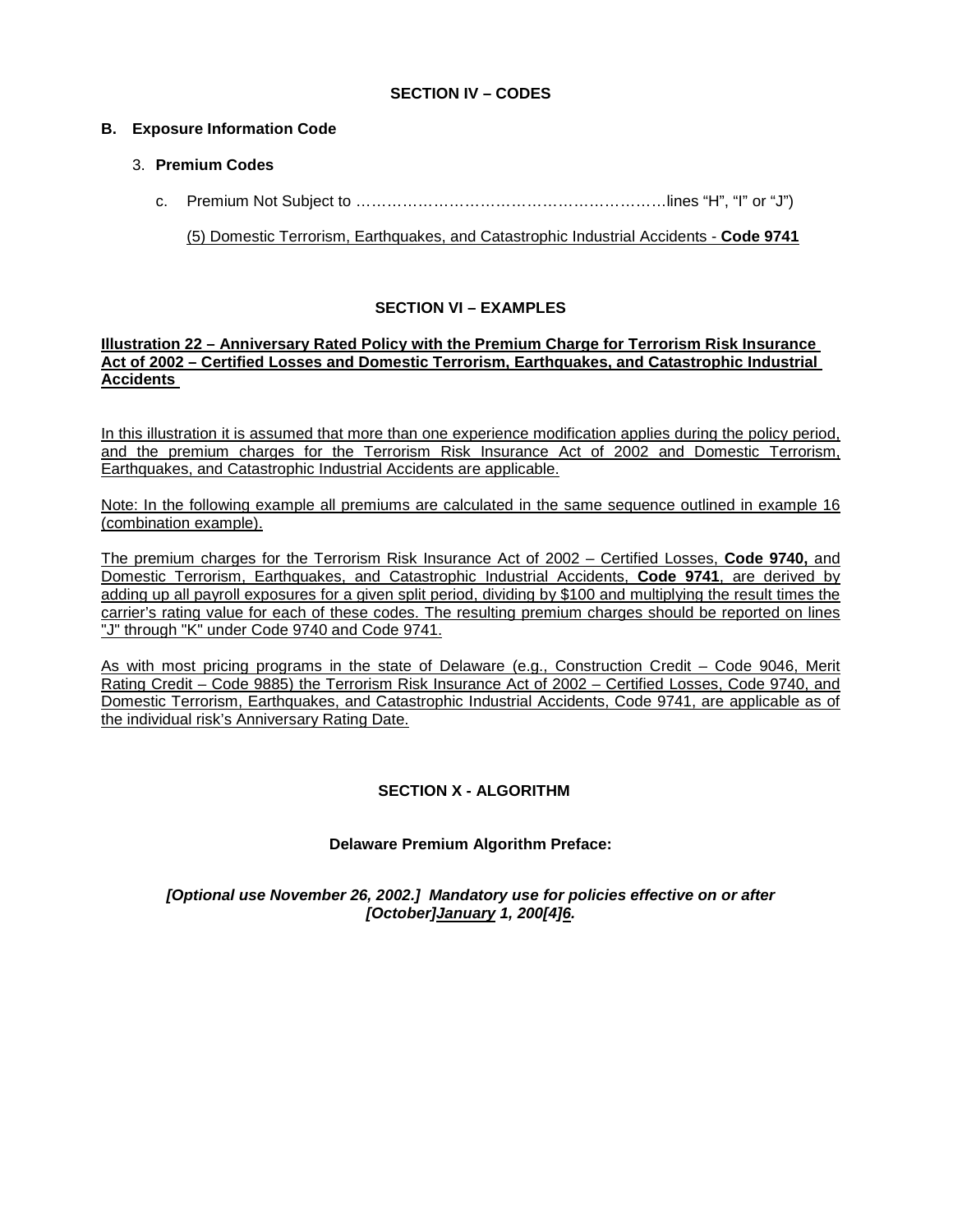**SECTION IV – CODES**

**B. Exposure Information Code**

3. **Premium Codes**

c. Premium Not Subject to ………………………………………………………lines “H”, “I” or “J”)

(5) Domestic Terrorism, Earthquakes, and Catastrophic Industrial Accidents - **Code 9741**

**SECTION VI – EXAMPLES**

**Illustration 22 – Anniversary Rated Policy with the Premium Charge for Terrorism Risk Insurance Act of 2002 – Certified Losses and Domestic Terrorism, Earthquakes, and Catastrophic Industrial Accidents**

In this illustration it is assumed that more than one experience modification applies during the policy period, and the premium charges for the Terrorism Risk Insurance Act of 2002 and Domestic Terrorism, Earthquakes, and Catastrophic Industrial Accidents are applicable.

Note: In the following example all premiums are calculated in the same sequence outlined in example 16 (combination example).

The premium charges for the Terrorism Risk Insurance Act of 2002 – Certified Losses, **Code 9740,** and Domestic Terrorism, Earthquakes, and Catastrophic Industrial Accidents, **Code 9741**, are derived by adding up all payroll exposures for a given split period, dividing by $100 and multiplying the result times the carrier’s rating value for each of these codes. The resulting premium charges should be reported on lines "J" through "K" under Code 9740 and Code 9741.

As with most pricing programs in the state of Delaware (e.g., Construction Credit – Code 9046, Merit Rating Credit – Code 9885) the Terrorism Risk Insurance Act of 2002 – Certified Losses, Code 9740, and Domestic Terrorism, Earthquakes, and Catastrophic Industrial Accidents, Code 9741, are applicable as of the individual risk’s Anniversary Rating Date.

**SECTION X - ALGORITHM**

**Delaware Premium Algorithm Preface:**

***[Optional use November 26, 2002.] Mandatory use for policies effective on or after [October]January 1, 200[4]6.***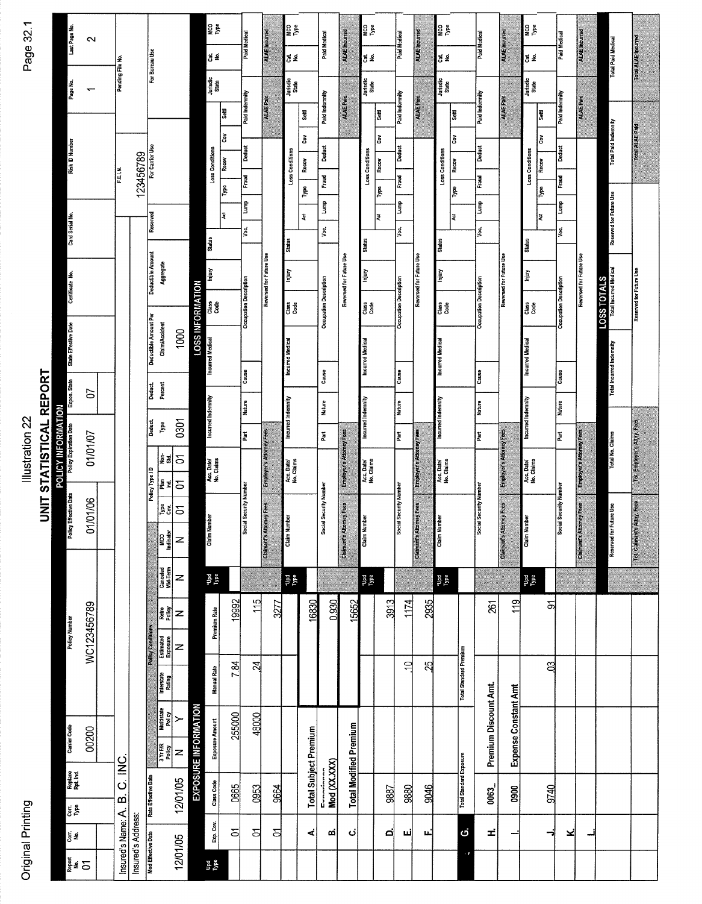Original Printing

# Illustration 22

## UNIT STATISTICAL REPORT

### POLICY INFORMATION

| Report No. | Corr. Type | Replace Rpt. Ind. | Carrier Code | Policy Number | Policy Effective Date | Policy Expiration Date | Expos. State | State Effective Date | Certificate No. | Card Serial No. | Risk ID Number | Page No. | Last Page No. |
|---|---|---|---|---|---|---|---|---|---|---|---|---|---|
| 01 | | | 00200 | WC123456789 | 01/01/06 | 01/01/07 | 07 | | | | | 1 | 2 |

Insured's Name: A. B. C. INC.

Insured's Address:

| F.E.I.N. | Pending File No. |
|---|---|
| 123456789 | |

| Mod Effective Date | Rate Effective Date | 3 Yr F/R Policy | Multistate Policy | Interstate Rating | Estimated Exposure | Retro Policy | Canceled Mid-Term | MCO Indicator | Type Cov. | Plan Ind. | Non-Std. | Deduct. Type | Deduct. Percent | Deductible Amount Per Claim/Accident | Deductible Amount Aggregate | Reserved | For Carrier Use | For Bureau Use |
|---|---|---|---|---|---|---|---|---|---|---|---|---|---|---|---|---|---|---|
| 12/01/05 | 12/01/05 | N | Y | | N | N | N | N | 01 | 01 | 01 | 0301 | | 1000 | | | | |

### EXPOSURE INFORMATION

| Upd Type | Exp. Cov. | Class Code | Exposure Amount | Manual Rate | Premium Rate |
|---|---|---|---|---|---|
| | 01 | 0665 | 255000 | 7.84 | 19992 |
| | 01 | 0953 | 48000 | .24 | 115 |
| | 01 | 9664 | | | 3277 |
| | A. | Total Subject Premium | | | 16830 |
| | B. | Experience Mod (XX.XXX) | | | 0.930 |
| | C. | Total Modified Premium | | | 15652 |
| | D. | 9887 | | | 3913 |
| | E. | 9880 | | .10 | 1174 |
| | F. | 9046 | | .25 | 2935 |
| | G. | Total Standard Exposure | | Total Standard Premium | |
| | H. | 0063_ Premium Discount Amt. | | | 261 |
| | I. | 0900 Expense Constant Amt | | | 119 |
| | J. | 9740 | | .03 | 91 |
| | K. | | | | |
| | L. | | | | |

### LOSS INFORMATION

| *Upd Type | Claim Number | Acc. Date/ No. Claims | Incurred Indemnity | Incurred Medical | Class Code | Injury | Status | Act | Type | Recov | Cov | Setl | Jurisdic State | Cat. No. | MCO Type |
|---|---|---|---|---|---|---|---|---|---|---|---|---|---|---|---|
| | Social Security Number | Part | Nature | Cause | Occupation Description | | Voc. | Lump | Fraud | Deduct | | Paid Indemnity | | Paid Medical | |
| | Claimant's Attorney Fees | Employer's Attorney Fees | | | Reserved for Future Use | | | | | | | ALAE Paid | | ALAE Incurred | |
| | | | | | | | | | | | | | | | |
| | | | | | | | | | | | | | | | |
| | | | | | | | | | | | | | | | |
| | | | | | | | | | | | | | | | |

### LOSS TOTALS

| Reserved for Future Use | Total No. Claims | Total Incurred Indemnity | Total Incurred Medical | Reserved for Future Use | Total Paid Indemnity | Total Paid Medical |
|---|---|---|---|---|---|---|
| Tot. Claimant's Attny. Fees | Tot. Employer's Attny. Fees | | Reserved for Future Use | | Total ALAE Paid | Total ALAE Incurred |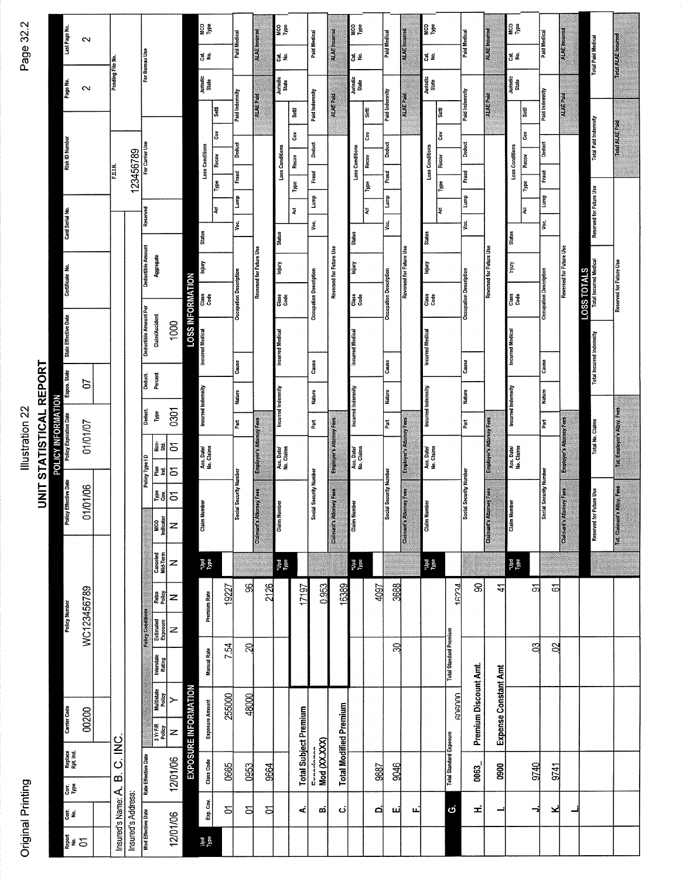Original Printing

# Illustration 22

## UNIT STATISTICAL REPORT

### POLICY INFORMATION

| Report No. | Corr. No. | Corr. Type | Replace Rpt. Ind. | Carrier Code | Policy Number | Policy Effective Date | Policy Expiration Date | Expos. State | State Effective Date | Certificate No. | Card Serial No. | Risk ID Number | Page No. | Last Page No. |
|---|---|---|---|---|---|---|---|---|---|---|---|---|---|---|
| 01 | | | | 00200 | WC123456789 | 01/01/06 | 01/01/07 | 07 | | | | | 2 | 2 |

Insured's Name: A. B. C. INC.

Insured's Address:

F.E.I.N.: 123456789

Pending File No.:

| Mod Effective Date | Rate Effective Date | 3 Yr F/R Policy | Multistate Policy | Interstate Rating | Estimated Exposure | Retro Policy | Canceled Mid-Term | MCO Indicator | Type Cov. | Plan Ind. | Non-Std. | Deduct. Type | Deduct. Percent | Deductible Amount Per Claim/Accident | Deductible Amount Aggregate | Reserved | For Carrier Use | For Bureau Use |
|---|---|---|---|---|---|---|---|---|---|---|---|---|---|---|---|---|---|---|
| 12/01/06 | 12/01/06 | N | Y | | N | N | N | N | 01 | 01 | 01 | 0301 | | 1000 | | | | |

### EXPOSURE INFORMATION

| Upd Type | | Exp. Cov. | Class Code | Exposure Amount | Manual Rate | Premium Rate |
|---|---|---|---|---|---|---|
| | | 01 | 0665 | 255000 | 7.54 | 19227 |
| | | 01 | 0953 | 48000 | .20 | 96 |
| | | 01 | 9664 | | | 2126 |
| | A. | Total Subject Premium | | | | 17197 |
| | B. | Experience Mod (XX.XXX) | | | | 0.953 |
| | C. | Total Modified Premium | | | | 16389 |
| | D. | | 9887 | | | 4097 |
| | E. | | 9046 | | .30 | 3688 |
| | F. | | | | | |
| | | Total Standard Exposure: 606000 | | Total Standard Premium | | 16234 |
| | G. | | | | | |
| | H. | | 0063_ | Premium Discount Amt. | | 90 |
| | I. | | 0900 | Expense Constant Amt | | 41 |
| | J. | | 9740 | | .03 | 91 |
| | K. | | 9741 | | .02 | 61 |
| | L. | | | | | |

### LOSS INFORMATION

| *Upd Type | Claim Number | Acc. Date/ No. Claims | Incurred Indemnity | Incurred Medical | Class Code | Injury | Status | Loss Conditions: Act | Type | Recov | Cov | Setl | Jurisdic State | Cat. No. | MCO Type |
|---|---|---|---|---|---|---|---|---|---|---|---|---|---|---|---|
| | Social Security Number | Part | Nature | Cause | Occupation Description | | Voc. | Lump | Fraud | Deduct | Paid Indemnity | | Paid Medical | | |
| | Claimant's Attorney Fees | Employer's Attorney Fees | | | Reserved for Future Use | | | | | | ALAE Paid | | ALAE Incurred | | |

*(Four blank loss record blocks as above.)*

### LOSS TOTALS

| Reserved for Future Use | Total No. Claims | Total Incurred Indemnity | Total Incurred Medical | Reserved for Future Use | Total Paid Indemnity | Total Paid Medical |
|---|---|---|---|---|---|---|
| Tot. Claimant's Attny. Fees | Tot. Employer's Attny. Fees | | Reserved for Future Use | | Total ALAE Paid | Total ALAE Incurred |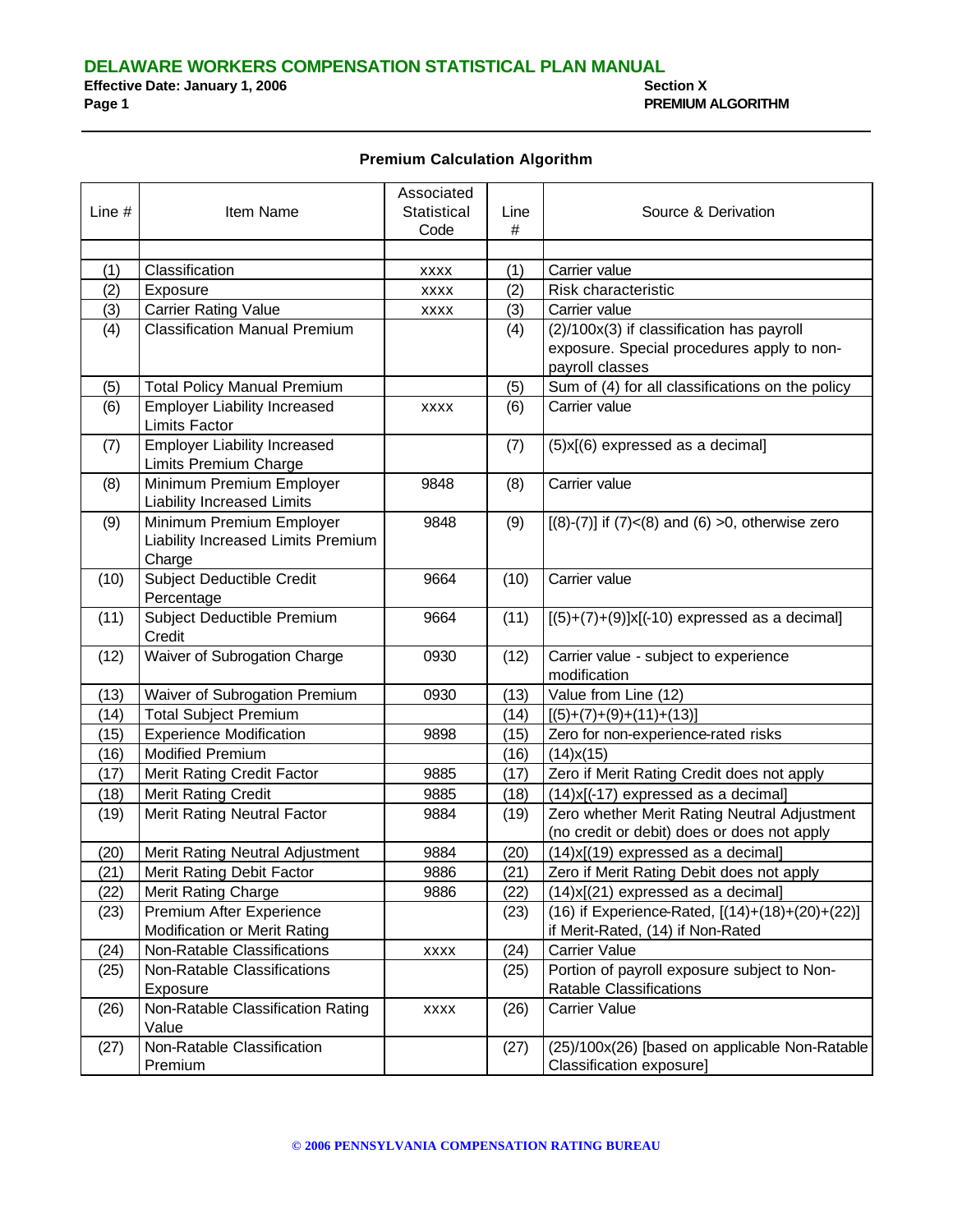## Premium Calculation Algorithm

| Line # | Item Name | Associated Statistical Code | Line # | Source & Derivation |
|---|---|---|---|---|
| | | | | |
| (1) | Classification | xxxx | (1) | Carrier value |
| (2) | Exposure | xxxx | (2) | Risk characteristic |
| (3) | Carrier Rating Value | xxxx | (3) | Carrier value |
| (4) | Classification Manual Premium | | (4) | (2)/100x(3) if classification has payroll exposure. Special procedures apply to non-payroll classes |
| (5) | Total Policy Manual Premium | | (5) | Sum of (4) for all classifications on the policy |
| (6) | Employer Liability Increased Limits Factor | xxxx | (6) | Carrier value |
| (7) | Employer Liability Increased Limits Premium Charge | | (7) | (5)x[(6) expressed as a decimal] |
| (8) | Minimum Premium Employer Liability Increased Limits | 9848 | (8) | Carrier value |
| (9) | Minimum Premium Employer Liability Increased Limits Premium Charge | 9848 | (9) | [(8)-(7)] if (7)<(8) and (6) >0, otherwise zero |
| (10) | Subject Deductible Credit Percentage | 9664 | (10) | Carrier value |
| (11) | Subject Deductible Premium Credit | 9664 | (11) | [(5)+(7)+(9)]x[(-10) expressed as a decimal] |
| (12) | Waiver of Subrogation Charge | 0930 | (12) | Carrier value - subject to experience modification |
| (13) | Waiver of Subrogation Premium | 0930 | (13) | Value from Line (12) |
| (14) | Total Subject Premium | | (14) | [(5)+(7)+(9)+(11)+(13)] |
| (15) | Experience Modification | 9898 | (15) | Zero for non-experience-rated risks |
| (16) | Modified Premium | | (16) | (14)x(15) |
| (17) | Merit Rating Credit Factor | 9885 | (17) | Zero if Merit Rating Credit does not apply |
| (18) | Merit Rating Credit | 9885 | (18) | (14)x[(-17) expressed as a decimal] |
| (19) | Merit Rating Neutral Factor | 9884 | (19) | Zero whether Merit Rating Neutral Adjustment (no credit or debit) does or does not apply |
| (20) | Merit Rating Neutral Adjustment | 9884 | (20) | (14)x[(19) expressed as a decimal] |
| (21) | Merit Rating Debit Factor | 9886 | (21) | Zero if Merit Rating Debit does not apply |
| (22) | Merit Rating Charge | 9886 | (22) | (14)x[(21) expressed as a decimal] |
| (23) | Premium After Experience Modification or Merit Rating | | (23) | (16) if Experience-Rated, [(14)+(18)+(20)+(22)] if Merit-Rated, (14) if Non-Rated |
| (24) | Non-Ratable Classifications | xxxx | (24) | Carrier Value |
| (25) | Non-Ratable Classifications Exposure | | (25) | Portion of payroll exposure subject to Non-Ratable Classifications |
| (26) | Non-Ratable Classification Rating Value | xxxx | (26) | Carrier Value |
| (27) | Non-Ratable Classification Premium | | (27) | (25)/100x(26) [based on applicable Non-Ratable Classification exposure] |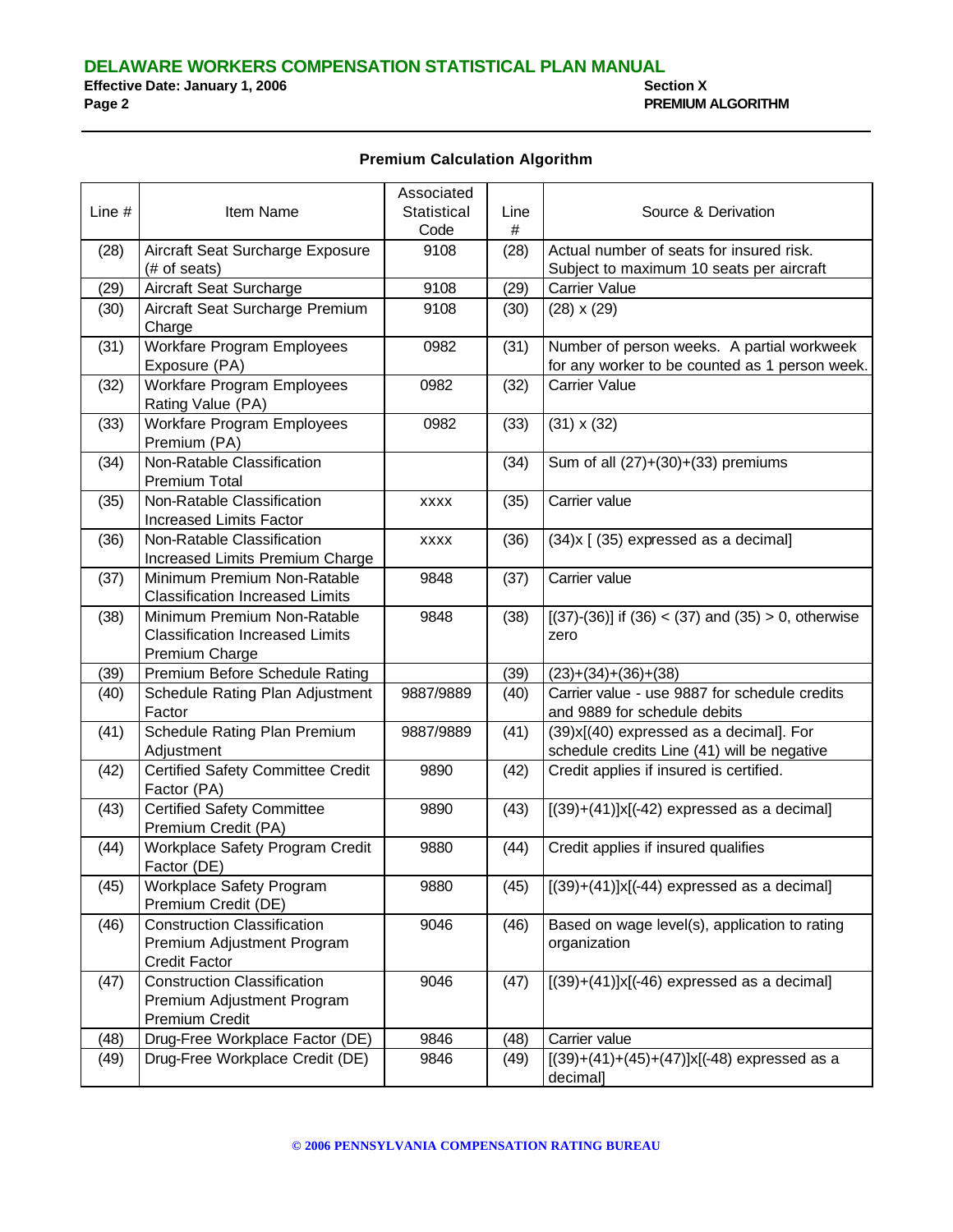**Premium Calculation Algorithm**

| Line # | Item Name | Associated Statistical Code | Line # | Source & Derivation |
|---|---|---|---|---|
| (28) | Aircraft Seat Surcharge Exposure (# of seats) | 9108 | (28) | Actual number of seats for insured risk. Subject to maximum 10 seats per aircraft |
| (29) | Aircraft Seat Surcharge | 9108 | (29) | Carrier Value |
| (30) | Aircraft Seat Surcharge Premium Charge | 9108 | (30) | (28) x (29) |
| (31) | Workfare Program Employees Exposure (PA) | 0982 | (31) | Number of person weeks. A partial workweek for any worker to be counted as 1 person week. |
| (32) | Workfare Program Employees Rating Value (PA) | 0982 | (32) | Carrier Value |
| (33) | Workfare Program Employees Premium (PA) | 0982 | (33) | (31) x (32) |
| (34) | Non-Ratable Classification Premium Total | | (34) | Sum of all (27)+(30)+(33) premiums |
| (35) | Non-Ratable Classification Increased Limits Factor | xxxx | (35) | Carrier value |
| (36) | Non-Ratable Classification Increased Limits Premium Charge | xxxx | (36) | (34)x [ (35) expressed as a decimal] |
| (37) | Minimum Premium Non-Ratable Classification Increased Limits | 9848 | (37) | Carrier value |
| (38) | Minimum Premium Non-Ratable Classification Increased Limits Premium Charge | 9848 | (38) | [(37)-(36)] if (36) < (37) and (35) > 0, otherwise zero |
| (39) | Premium Before Schedule Rating | | (39) | (23)+(34)+(36)+(38) |
| (40) | Schedule Rating Plan Adjustment Factor | 9887/9889 | (40) | Carrier value - use 9887 for schedule credits and 9889 for schedule debits |
| (41) | Schedule Rating Plan Premium Adjustment | 9887/9889 | (41) | (39)x[(40) expressed as a decimal]. For schedule credits Line (41) will be negative |
| (42) | Certified Safety Committee Credit Factor (PA) | 9890 | (42) | Credit applies if insured is certified. |
| (43) | Certified Safety Committee Premium Credit (PA) | 9890 | (43) | [(39)+(41)]x[(-42) expressed as a decimal] |
| (44) | Workplace Safety Program Credit Factor (DE) | 9880 | (44) | Credit applies if insured qualifies |
| (45) | Workplace Safety Program Premium Credit (DE) | 9880 | (45) | [(39)+(41)]x[(-44) expressed as a decimal] |
| (46) | Construction Classification Premium Adjustment Program Credit Factor | 9046 | (46) | Based on wage level(s), application to rating organization |
| (47) | Construction Classification Premium Adjustment Program Premium Credit | 9046 | (47) | [(39)+(41)]x[(-46) expressed as a decimal] |
| (48) | Drug-Free Workplace Factor (DE) | 9846 | (48) | Carrier value |
| (49) | Drug-Free Workplace Credit (DE) | 9846 | (49) | [(39)+(41)+(45)+(47)]x[(-48) expressed as a decimal] |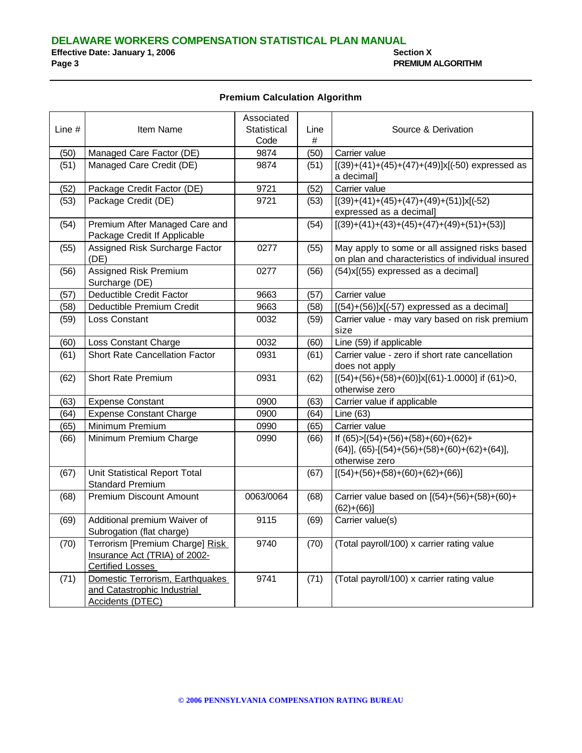## Premium Calculation Algorithm

| Line # | Item Name | Associated Statistical Code | Line # | Source & Derivation |
|---|---|---|---|---|
| (50) | Managed Care Factor (DE) | 9874 | (50) | Carrier value |
| (51) | Managed Care Credit (DE) | 9874 | (51) | [(39)+(41)+(45)+(47)+(49)]x[(-50) expressed as a decimal] |
| (52) | Package Credit Factor (DE) | 9721 | (52) | Carrier value |
| (53) | Package Credit (DE) | 9721 | (53) | [(39)+(41)+(45)+(47)+(49)+(51)]x[(-52) expressed as a decimal] |
| (54) | Premium After Managed Care and Package Credit If Applicable | | (54) | [(39)+(41)+(43)+(45)+(47)+(49)+(51)+(53)] |
| (55) | Assigned Risk Surcharge Factor (DE) | 0277 | (55) | May apply to some or all assigned risks based on plan and characteristics of individual insured |
| (56) | Assigned Risk Premium Surcharge (DE) | 0277 | (56) | (54)x[(55) expressed as a decimal] |
| (57) | Deductible Credit Factor | 9663 | (57) | Carrier value |
| (58) | Deductible Premium Credit | 9663 | (58) | [(54)+(56)]x[(-57) expressed as a decimal] |
| (59) | Loss Constant | 0032 | (59) | Carrier value - may vary based on risk premium size |
| (60) | Loss Constant Charge | 0032 | (60) | Line (59) if applicable |
| (61) | Short Rate Cancellation Factor | 0931 | (61) | Carrier value - zero if short rate cancellation does not apply |
| (62) | Short Rate Premium | 0931 | (62) | [(54)+(56)+(58)+(60)]x[(61)-1.0000] if (61)>0, otherwise zero |
| (63) | Expense Constant | 0900 | (63) | Carrier value if applicable |
| (64) | Expense Constant Charge | 0900 | (64) | Line (63) |
| (65) | Minimum Premium | 0990 | (65) | Carrier value |
| (66) | Minimum Premium Charge | 0990 | (66) | If (65)>[(54)+(56)+(58)+(60)+(62)+(64)], (65)-[(54)+(56)+(58)+(60)+(62)+(64)], otherwise zero |
| (67) | Unit Statistical Report Total Standard Premium | | (67) | [(54)+(56)+(58)+(60)+(62)+(66)] |
| (68) | Premium Discount Amount | 0063/0064 | (68) | Carrier value based on [(54)+(56)+(58)+(60)+(62)+(66)] |
| (69) | Additional premium Waiver of Subrogation (flat charge) | 9115 | (69) | Carrier value(s) |
| (70) | Terrorism [Premium Charge] Risk Insurance Act (TRIA) of 2002-Certified Losses | 9740 | (70) | (Total payroll/100) x carrier rating value |
| (71) | Domestic Terrorism, Earthquakes and Catastrophic Industrial Accidents (DTEC) | 9741 | (71) | (Total payroll/100) x carrier rating value |

© 2006 PENNSYLVANIA COMPENSATION RATING BUREAU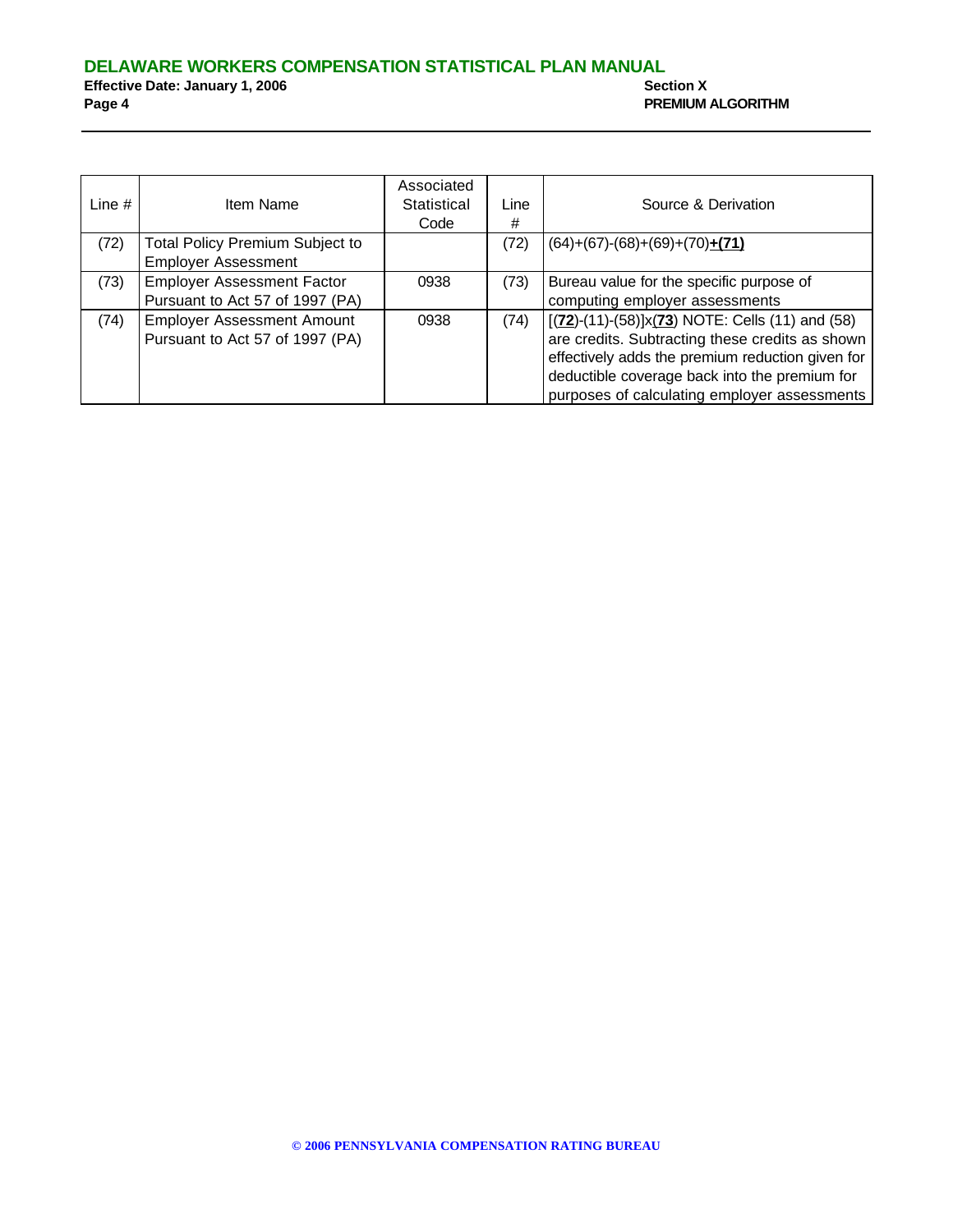| Line # | Item Name | Associated Statistical Code | Line # | Source & Derivation |
|---|---|---|---|---|
| (72) | Total Policy Premium Subject to Employer Assessment | | (72) | (64)+(67)-(68)+(69)+(70)**+(71)** |
| (73) | Employer Assessment Factor Pursuant to Act 57 of 1997 (PA) | 0938 | (73) | Bureau value for the specific purpose of computing employer assessments |
| (74) | Employer Assessment Amount Pursuant to Act 57 of 1997 (PA) | 0938 | (74) | [(**72**)-(11)-(58)]x(**73**) NOTE: Cells (11) and (58) are credits. Subtracting these credits as shown effectively adds the premium reduction given for deductible coverage back into the premium for purposes of calculating employer assessments |